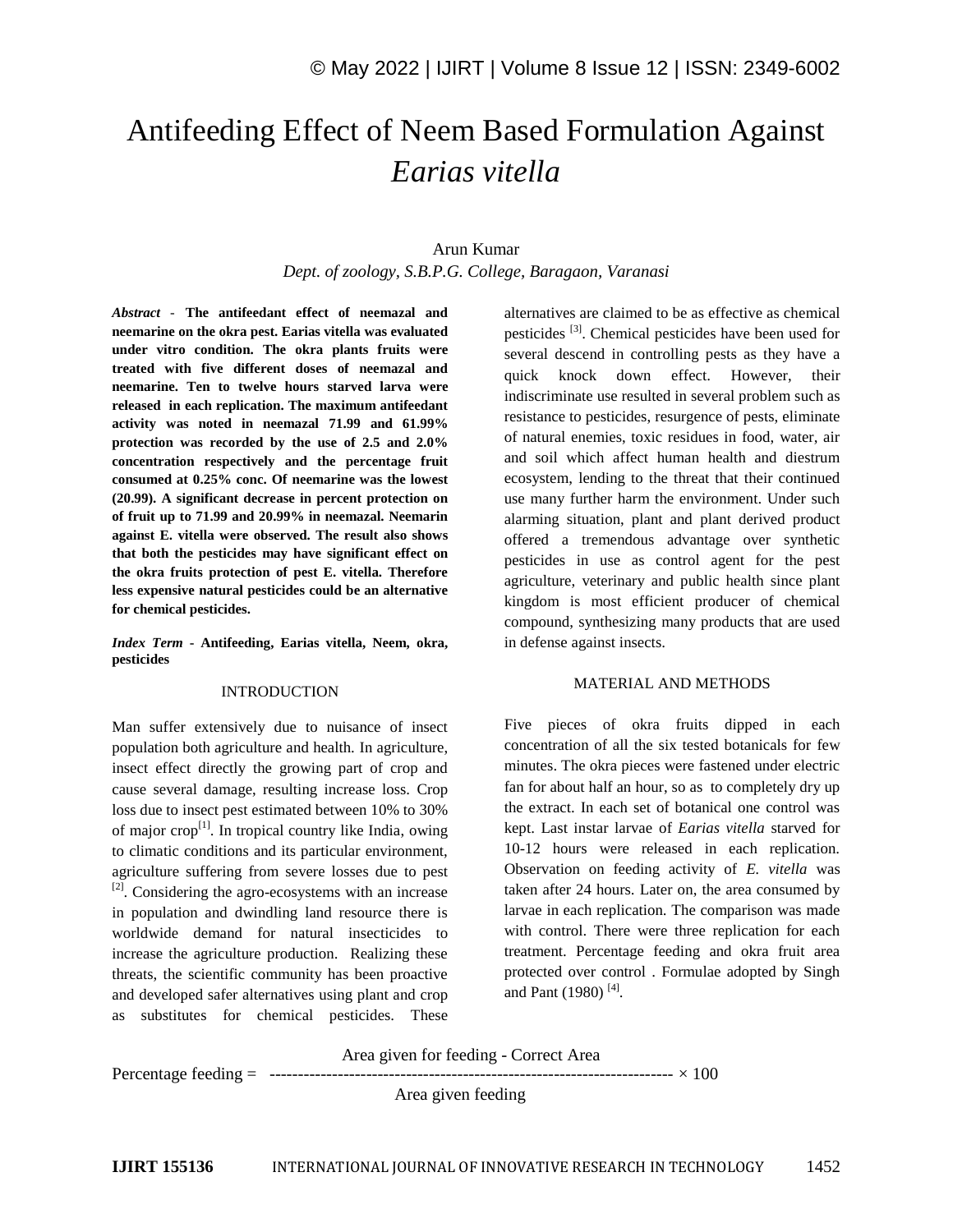# Antifeeding Effect of Neem Based Formulation Against *Earias vitella*

Arun Kumar

*Dept. of zoology, S.B.P.G. College, Baragaon, Varanasi*

***Abstract*** - **The antifeedant effect of neemazal and neemarine on the okra pest. Earias vitella was evaluated under vitro condition. The okra plants fruits were treated with five different doses of neemazal and neemarine. Ten to twelve hours starved larva were released in each replication. The maximum antifeedant activity was noted in neemazal 71.99 and 61.99% protection was recorded by the use of 2.5 and 2.0% concentration respectively and the percentage fruit consumed at 0.25% conc. Of neemarine was the lowest (20.99). A significant decrease in percent protection on of fruit up to 71.99 and 20.99% in neemazal. Neemarin against E. vitella were observed. The result also shows that both the pesticides may have significant effect on the okra fruits protection of pest E. vitella. Therefore less expensive natural pesticides could be an alternative for chemical pesticides.**

***Index Term*** - **Antifeeding, Earias vitella, Neem, okra, pesticides**

## INTRODUCTION

Man suffer extensively due to nuisance of insect population both agriculture and health. In agriculture, insect effect directly the growing part of crop and cause several damage, resulting increase loss. Crop loss due to insect pest estimated between 10% to 30% of major crop[1]. In tropical country like India, owing to climatic conditions and its particular environment, agriculture suffering from severe losses due to pest [2]. Considering the agro-ecosystems with an increase in population and dwindling land resource there is worldwide demand for natural insecticides to increase the agriculture production. Realizing these threats, the scientific community has been proactive and developed safer alternatives using plant and crop as substitutes for chemical pesticides. These alternatives are claimed to be as effective as chemical pesticides [3]. Chemical pesticides have been used for several descend in controlling pests as they have a quick knock down effect. However, their indiscriminate use resulted in several problem such as resistance to pesticides, resurgence of pests, eliminate of natural enemies, toxic residues in food, water, air and soil which affect human health and diestrum ecosystem, lending to the threat that their continued use many further harm the environment. Under such alarming situation, plant and plant derived product offered a tremendous advantage over synthetic pesticides in use as control agent for the pest agriculture, veterinary and public health since plant kingdom is most efficient producer of chemical compound, synthesizing many products that are used in defense against insects.

## MATERIAL AND METHODS

Five pieces of okra fruits dipped in each concentration of all the six tested botanicals for few minutes. The okra pieces were fastened under electric fan for about half an hour, so as to completely dry up the extract. In each set of botanical one control was kept. Last instar larvae of *Earias vitella* starved for 10-12 hours were released in each replication. Observation on feeding activity of *E. vitella* was taken after 24 hours. Later on, the area consumed by larvae in each replication. The comparison was made with control. There were three replication for each treatment. Percentage feeding and okra fruit area protected over control . Formulae adopted by Singh and Pant (1980) [4].

$$\text{Percentage feeding} = \frac{\text{Area given for feeding - Correct Area}}{\text{Area given feeding}} \times 100$$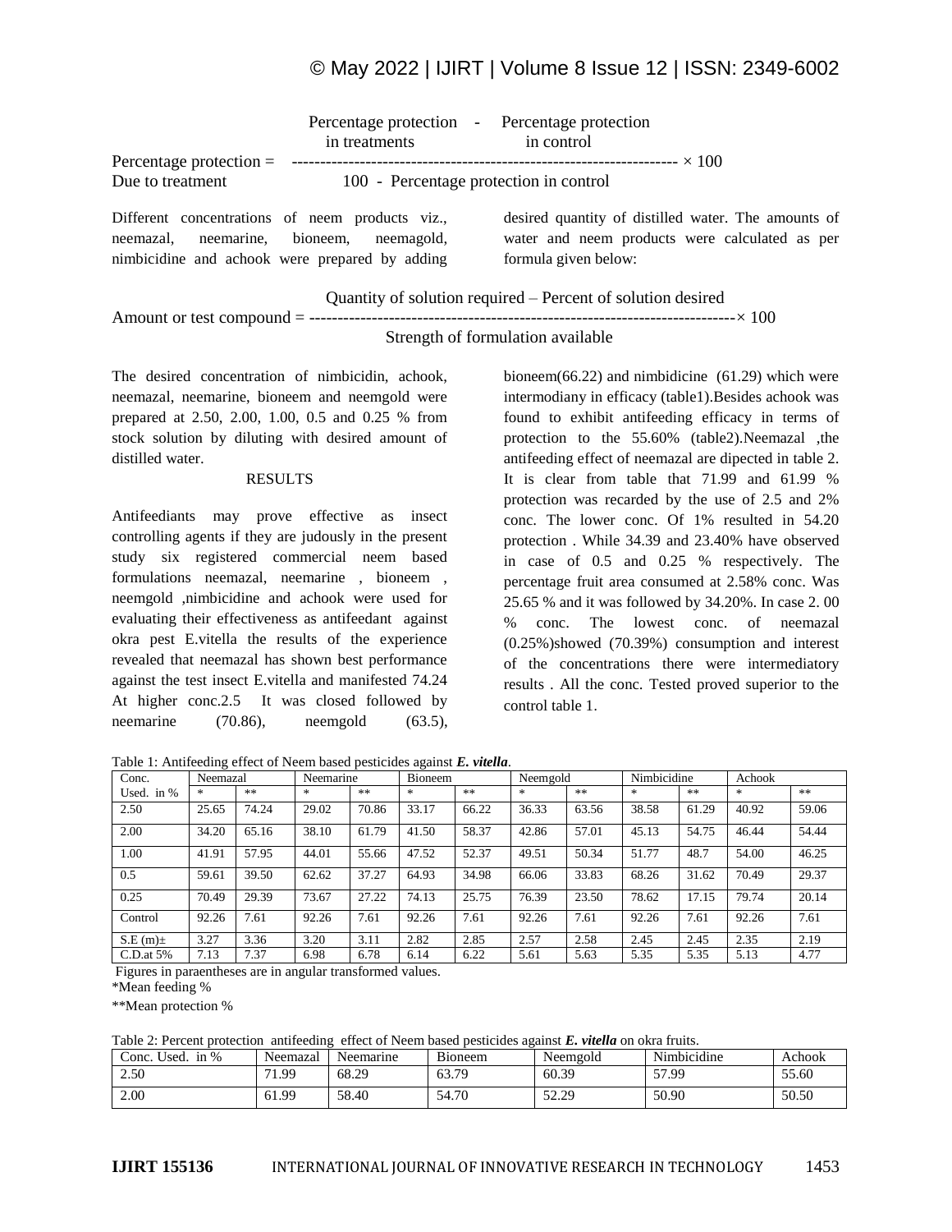$$\text{Percentage protection Due to treatment} = \frac{\text{Percentage protection in treatments} - \text{Percentage protection in control}}{100 - \text{Percentage protection in control}} \times 100$$

Different concentrations of neem products viz., neemazal, neemarine, bioneem, neemagold, nimbicidine and achook were prepared by adding desired quantity of distilled water. The amounts of water and neem products were calculated as per formula given below:

$$\text{Amount or test compound} = \frac{\text{Quantity of solution required} - \text{Percent of solution desired}}{\text{Strength of formulation available}} \times 100$$

The desired concentration of nimbicidin, achook, neemazal, neemarine, bioneem and neemgold were prepared at 2.50, 2.00, 1.00, 0.5 and 0.25 % from stock solution by diluting with desired amount of distilled water.

## RESULTS

Antifeediants may prove effective as insect controlling agents if they are judously in the present study six registered commercial neem based formulations neemazal, neemarine , bioneem , neemgold ,nimbicidine and achook were used for evaluating their effectiveness as antifeedant against okra pest E.vitella the results of the experience revealed that neemazal has shown best performance against the test insect E.vitella and manifested 74.24 At higher conc.2.5 It was closed followed by neemarine (70.86), neemgold (63.5), bioneem(66.22) and nimbidicine (61.29) which were intermodiany in efficacy (table1).Besides achook was found to exhibit antifeeding efficacy in terms of protection to the 55.60% (table2).Neemazal ,the antifeeding effect of neemazal are dipected in table 2. It is clear from table that 71.99 and 61.99 % protection was recarded by the use of 2.5 and 2% conc. The lower conc. Of 1% resulted in 54.20 protection . While 34.39 and 23.40% have observed in case of 0.5 and 0.25 % respectively. The percentage fruit area consumed at 2.58% conc. Was 25.65 % and it was followed by 34.20%. In case 2. 00 % conc. The lowest conc. of neemazal (0.25%)showed (70.39%) consumption and interest of the concentrations there were intermediatory results . All the conc. Tested proved superior to the control table 1.

Table 1: Antifeeding effect of Neem based pesticides against ***E. vitella***.

| Conc. Used. in % | Neemazal | | Neemarine | | Bioneem | | Neemgold | | Nimbicidine | | Achook | |
|---|---|---|---|---|---|---|---|---|---|---|---|---|
| | * | ** | * | ** | * | ** | * | ** | * | ** | * | ** |
| 2.50 | 25.65 | 74.24 | 29.02 | 70.86 | 33.17 | 66.22 | 36.33 | 63.56 | 38.58 | 61.29 | 40.92 | 59.06 |
| 2.00 | 34.20 | 65.16 | 38.10 | 61.79 | 41.50 | 58.37 | 42.86 | 57.01 | 45.13 | 54.75 | 46.44 | 54.44 |
| 1.00 | 41.91 | 57.95 | 44.01 | 55.66 | 47.52 | 52.37 | 49.51 | 50.34 | 51.77 | 48.7 | 54.00 | 46.25 |
| 0.5 | 59.61 | 39.50 | 62.62 | 37.27 | 64.93 | 34.98 | 66.06 | 33.83 | 68.26 | 31.62 | 70.49 | 29.37 |
| 0.25 | 70.49 | 29.39 | 73.67 | 27.22 | 74.13 | 25.75 | 76.39 | 23.50 | 78.62 | 17.15 | 79.74 | 20.14 |
| Control | 92.26 | 7.61 | 92.26 | 7.61 | 92.26 | 7.61 | 92.26 | 7.61 | 92.26 | 7.61 | 92.26 | 7.61 |
| S.E (m)± | 3.27 | 3.36 | 3.20 | 3.11 | 2.82 | 2.85 | 2.57 | 2.58 | 2.45 | 2.45 | 2.35 | 2.19 |
| C.D.at 5% | 7.13 | 7.37 | 6.98 | 6.78 | 6.14 | 6.22 | 5.61 | 5.63 | 5.35 | 5.35 | 5.13 | 4.77 |

Figures in paraentheses are in angular transformed values.

*Mean feeding %

**Mean protection %

Table 2: Percent protection antifeeding effect of Neem based pesticides against ***E. vitella*** on okra fruits.

| Conc. Used. in % | Neemazal | Neemarine | Bioneem | Neemgold | Nimbicidine | Achook |
|---|---|---|---|---|---|---|
| 2.50 | 71.99 | 68.29 | 63.79 | 60.39 | 57.99 | 55.60 |
| 2.00 | 61.99 | 58.40 | 54.70 | 52.29 | 50.90 | 50.50 |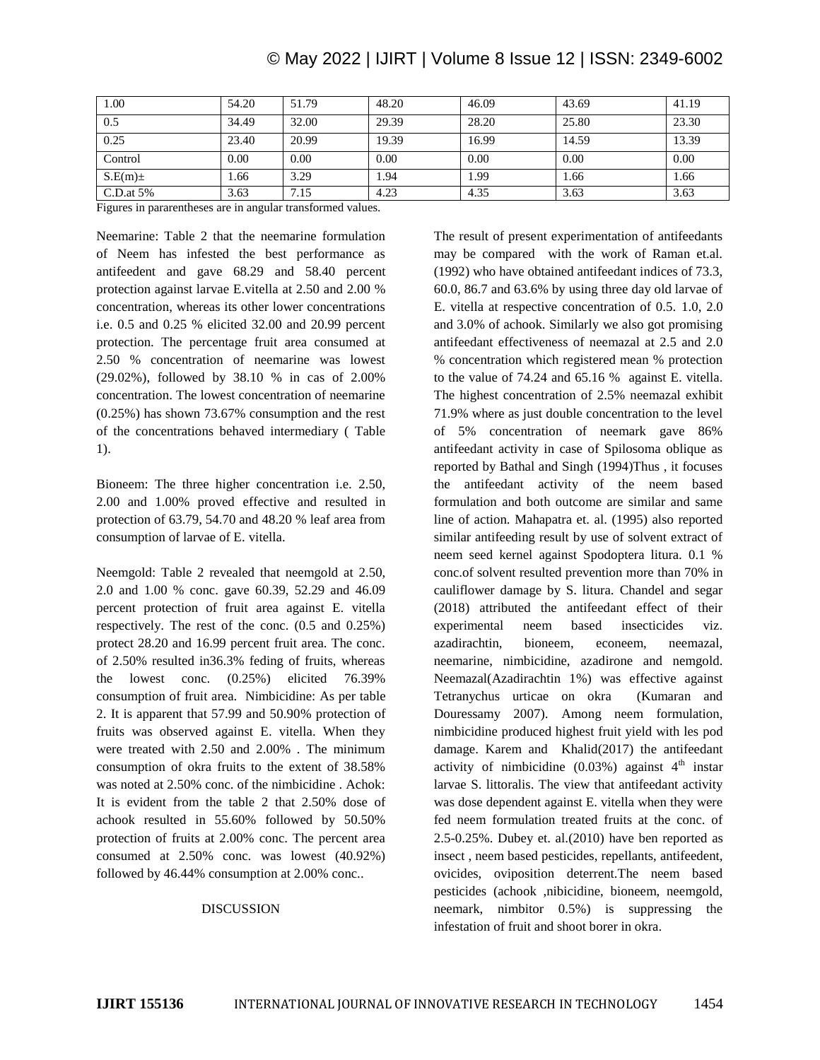| 1.00 | 54.20 | 51.79 | 48.20 | 46.09 | 43.69 | 41.19 |
|---|---|---|---|---|---|---|
| 0.5 | 34.49 | 32.00 | 29.39 | 28.20 | 25.80 | 23.30 |
| 0.25 | 23.40 | 20.99 | 19.39 | 16.99 | 14.59 | 13.39 |
| Control | 0.00 | 0.00 | 0.00 | 0.00 | 0.00 | 0.00 |
| S.E(m)± | 1.66 | 3.29 | 1.94 | 1.99 | 1.66 | 1.66 |
| C.D.at 5% | 3.63 | 7.15 | 4.23 | 4.35 | 3.63 | 3.63 |

Figures in pararentheses are in angular transformed values.

Neemarine: Table 2 that the neemarine formulation of Neem has infested the best performance as antifeedent and gave 68.29 and 58.40 percent protection against larvae E.vitella at 2.50 and 2.00 % concentration, whereas its other lower concentrations i.e. 0.5 and 0.25 % elicited 32.00 and 20.99 percent protection. The percentage fruit area consumed at 2.50 % concentration of neemarine was lowest (29.02%), followed by 38.10 % in cas of 2.00% concentration. The lowest concentration of neemarine (0.25%) has shown 73.67% consumption and the rest of the concentrations behaved intermediary ( Table 1).

Bioneem: The three higher concentration i.e. 2.50, 2.00 and 1.00% proved effective and resulted in protection of 63.79, 54.70 and 48.20 % leaf area from consumption of larvae of E. vitella.

Neemgold: Table 2 revealed that neemgold at 2.50, 2.0 and 1.00 % conc. gave 60.39, 52.29 and 46.09 percent protection of fruit area against E. vitella respectively. The rest of the conc. (0.5 and 0.25%) protect 28.20 and 16.99 percent fruit area. The conc. of 2.50% resulted in36.3% feding of fruits, whereas the lowest conc. (0.25%) elicited 76.39% consumption of fruit area. Nimbicidine: As per table 2. It is apparent that 57.99 and 50.90% protection of fruits was observed against E. vitella. When they were treated with 2.50 and 2.00% . The minimum consumption of okra fruits to the extent of 38.58% was noted at 2.50% conc. of the nimbicidine . Achok: It is evident from the table 2 that 2.50% dose of achook resulted in 55.60% followed by 50.50% protection of fruits at 2.00% conc. The percent area consumed at 2.50% conc. was lowest (40.92%) followed by 46.44% consumption at 2.00% conc..

## DISCUSSION

The result of present experimentation of antifeedants may be compared with the work of Raman et.al. (1992) who have obtained antifeedant indices of 73.3, 60.0, 86.7 and 63.6% by using three day old larvae of E. vitella at respective concentration of 0.5. 1.0, 2.0 and 3.0% of achook. Similarly we also got promising antifeedant effectiveness of neemazal at 2.5 and 2.0 % concentration which registered mean % protection to the value of 74.24 and 65.16 % against E. vitella. The highest concentration of 2.5% neemazal exhibit 71.9% where as just double concentration to the level of 5% concentration of neemark gave 86% antifeedant activity in case of Spilosoma oblique as reported by Bathal and Singh (1994)Thus , it focuses the antifeedant activity of the neem based formulation and both outcome are similar and same line of action. Mahapatra et. al. (1995) also reported similar antifeeding result by use of solvent extract of neem seed kernel against Spodoptera litura. 0.1 % conc.of solvent resulted prevention more than 70% in cauliflower damage by S. litura. Chandel and segar (2018) attributed the antifeedant effect of their experimental neem based insecticides viz. azadirachtin, bioneem, econeem, neemazal, neemarine, nimbicidine, azadirone and nemgold. Neemazal(Azadirachtin 1%) was effective against Tetranychus urticae on okra (Kumaran and Douressamy 2007). Among neem formulation, nimbicidine produced highest fruit yield with les pod damage. Karem and Khalid(2017) the antifeedant activity of nimbicidine (0.03%) against 4th instar larvae S. littoralis. The view that antifeedant activity was dose dependent against E. vitella when they were fed neem formulation treated fruits at the conc. of 2.5-0.25%. Dubey et. al.(2010) have ben reported as insect , neem based pesticides, repellants, antifeedent, ovicides, oviposition deterrent.The neem based pesticides (achook ,nibicidine, bioneem, neemgold, neemark, nimbitor 0.5%) is suppressing the infestation of fruit and shoot borer in okra.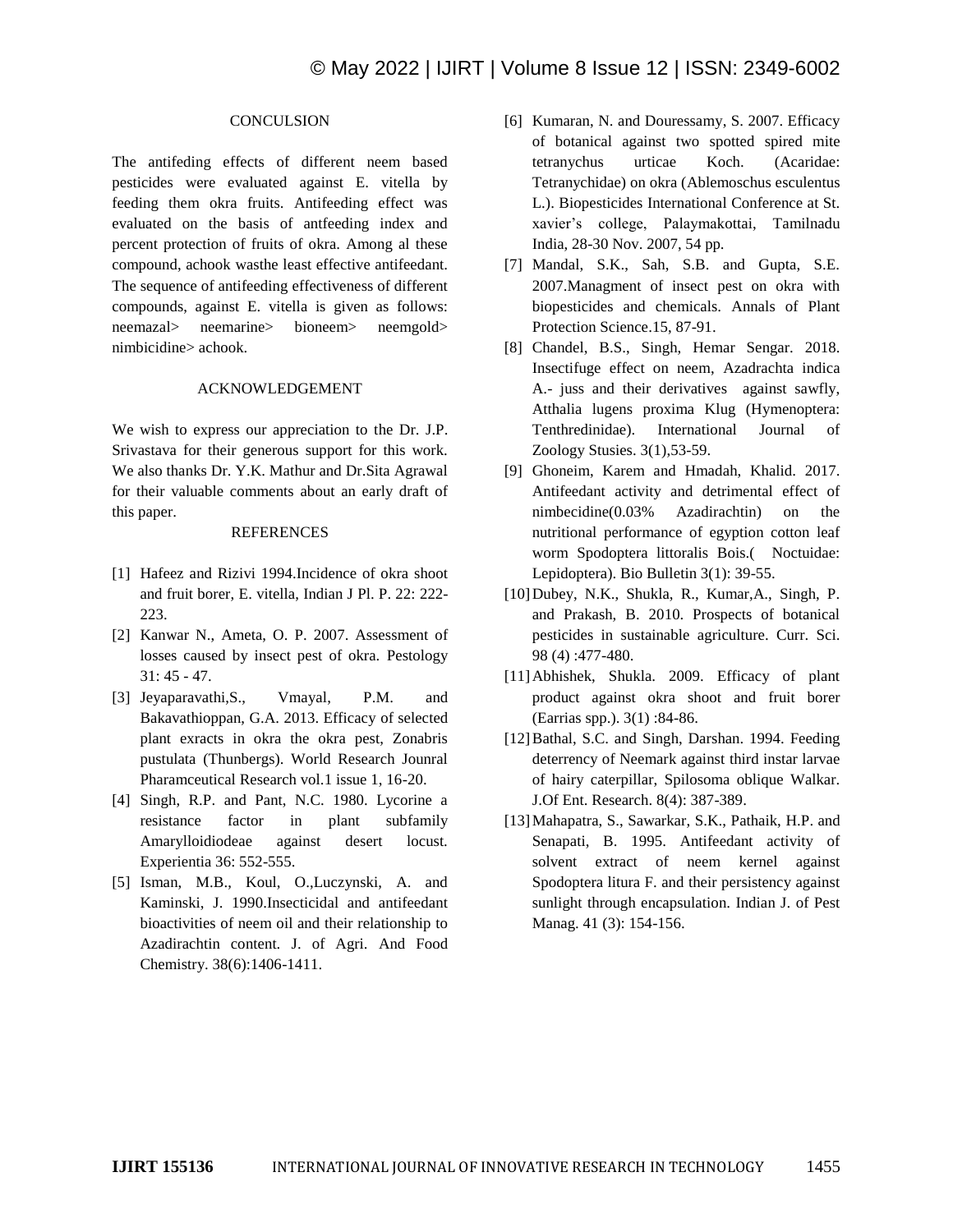## CONCULSION

The antifeding effects of different neem based pesticides were evaluated against E. vitella by feeding them okra fruits. Antifeeding effect was evaluated on the basis of antfeeding index and percent protection of fruits of okra. Among al these compound, achook wasthe least effective antifeedant. The sequence of antifeeding effectiveness of different compounds, against E. vitella is given as follows: neemazal> neemarine> bioneem> neemgold> nimbicidine> achook.

## ACKNOWLEDGEMENT

We wish to express our appreciation to the Dr. J.P. Srivastava for their generous support for this work. We also thanks Dr. Y.K. Mathur and Dr.Sita Agrawal for their valuable comments about an early draft of this paper.

## REFERENCES

[1] Hafeez and Rizivi 1994.Incidence of okra shoot and fruit borer, E. vitella, Indian J Pl. P. 22: 222-223.

[2] Kanwar N., Ameta, O. P. 2007. Assessment of losses caused by insect pest of okra. Pestology 31: 45 - 47.

[3] Jeyaparavathi,S., Vmayal, P.M. and Bakavathioppan, G.A. 2013. Efficacy of selected plant exracts in okra the okra pest, Zonabris pustulata (Thunbergs). World Research Jounral Pharamceutical Research vol.1 issue 1, 16-20.

[4] Singh, R.P. and Pant, N.C. 1980. Lycorine a resistance factor in plant subfamily Amarylloidiodeae against desert locust. Experientia 36: 552-555.

[5] Isman, M.B., Koul, O.,Luczynski, A. and Kaminski, J. 1990.Insecticidal and antifeedant bioactivities of neem oil and their relationship to Azadirachtin content. J. of Agri. And Food Chemistry. 38(6):1406-1411.

[6] Kumaran, N. and Douressamy, S. 2007. Efficacy of botanical against two spotted spired mite tetranychus urticae Koch. (Acaridae: Tetranychidae) on okra (Ablemoschus esculentus L.). Biopesticides International Conference at St. xavier's college, Palaymakottai, Tamilnadu India, 28-30 Nov. 2007, 54 pp.

[7] Mandal, S.K., Sah, S.B. and Gupta, S.E. 2007.Managment of insect pest on okra with biopesticides and chemicals. Annals of Plant Protection Science.15, 87-91.

[8] Chandel, B.S., Singh, Hemar Sengar. 2018. Insectifuge effect on neem, Azadrachta indica A.- juss and their derivatives against sawfly, Atthalia lugens proxima Klug (Hymenoptera: Tenthredinidae). International Journal of Zoology Stusies. 3(1),53-59.

[9] Ghoneim, Karem and Hmadah, Khalid. 2017. Antifeedant activity and detrimental effect of nimbecidine(0.03% Azadirachtin) on the nutritional performance of egyption cotton leaf worm Spodoptera littoralis Bois.( Noctuidae: Lepidoptera). Bio Bulletin 3(1): 39-55.

[10] Dubey, N.K., Shukla, R., Kumar,A., Singh, P. and Prakash, B. 2010. Prospects of botanical pesticides in sustainable agriculture. Curr. Sci. 98 (4) :477-480.

[11] Abhishek, Shukla. 2009. Efficacy of plant product against okra shoot and fruit borer (Earrias spp.). 3(1) :84-86.

[12] Bathal, S.C. and Singh, Darshan. 1994. Feeding deterrency of Neemark against third instar larvae of hairy caterpillar, Spilosoma oblique Walkar. J.Of Ent. Research. 8(4): 387-389.

[13] Mahapatra, S., Sawarkar, S.K., Pathaik, H.P. and Senapati, B. 1995. Antifeedant activity of solvent extract of neem kernel against Spodoptera litura F. and their persistency against sunlight through encapsulation. Indian J. of Pest Manag. 41 (3): 154-156.